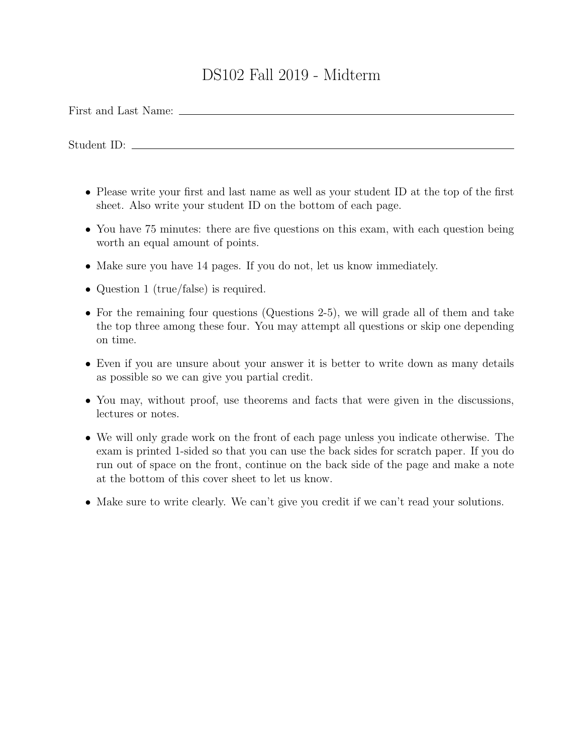# DS102 Fall 2019 - Midterm

First and Last Name: ______________________________

Student ID: ______________________________

- Please write your first and last name as well as your student ID at the top of the first sheet. Also write your student ID on the bottom of each page.
- You have 75 minutes: there are five questions on this exam, with each question being worth an equal amount of points.
- Make sure you have 14 pages. If you do not, let us know immediately.
- Question 1 (true/false) is required.
- For the remaining four questions (Questions 2-5), we will grade all of them and take the top three among these four. You may attempt all questions or skip one depending on time.
- Even if you are unsure about your answer it is better to write down as many details as possible so we can give you partial credit.
- You may, without proof, use theorems and facts that were given in the discussions, lectures or notes.
- We will only grade work on the front of each page unless you indicate otherwise. The exam is printed 1-sided so that you can use the back sides for scratch paper. If you do run out of space on the front, continue on the back side of the page and make a note at the bottom of this cover sheet to let us know.
- Make sure to write clearly. We can't give you credit if we can't read your solutions.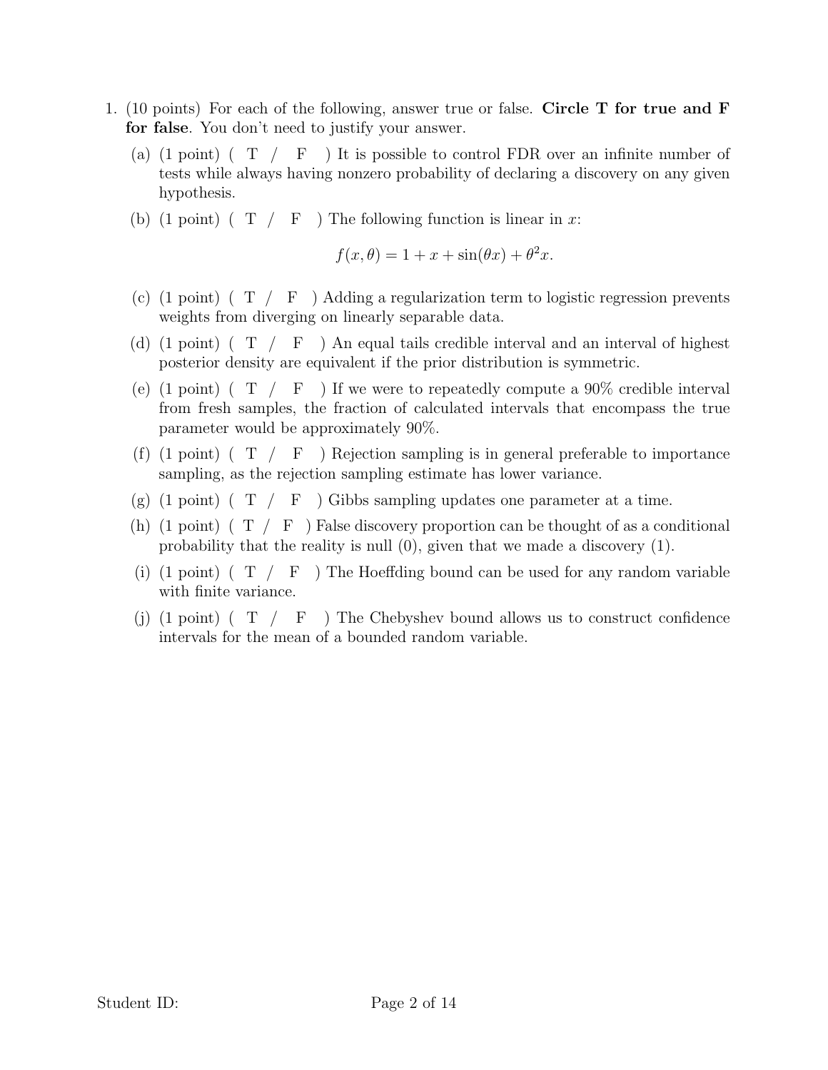1. (10 points) For each of the following, answer true or false. **Circle T for true and F for false**. You don't need to justify your answer.

   (a) (1 point) ( T / F ) It is possible to control FDR over an infinite number of tests while always having nonzero probability of declaring a discovery on any given hypothesis.

   (b) (1 point) ( T / F ) The following function is linear in $x$:

   $$f(x, \theta) = 1 + x + \sin(\theta x) + \theta^2 x.$$

   (c) (1 point) ( T / F ) Adding a regularization term to logistic regression prevents weights from diverging on linearly separable data.

   (d) (1 point) ( T / F ) An equal tails credible interval and an interval of highest posterior density are equivalent if the prior distribution is symmetric.

   (e) (1 point) ( T / F ) If we were to repeatedly compute a 90% credible interval from fresh samples, the fraction of calculated intervals that encompass the true parameter would be approximately 90%.

   (f) (1 point) ( T / F ) Rejection sampling is in general preferable to importance sampling, as the rejection sampling estimate has lower variance.

   (g) (1 point) ( T / F ) Gibbs sampling updates one parameter at a time.

   (h) (1 point) ( T / F ) False discovery proportion can be thought of as a conditional probability that the reality is null (0), given that we made a discovery (1).

   (i) (1 point) ( T / F ) The Hoeffding bound can be used for any random variable with finite variance.

   (j) (1 point) ( T / F ) The Chebyshev bound allows us to construct confidence intervals for the mean of a bounded random variable.

Student ID: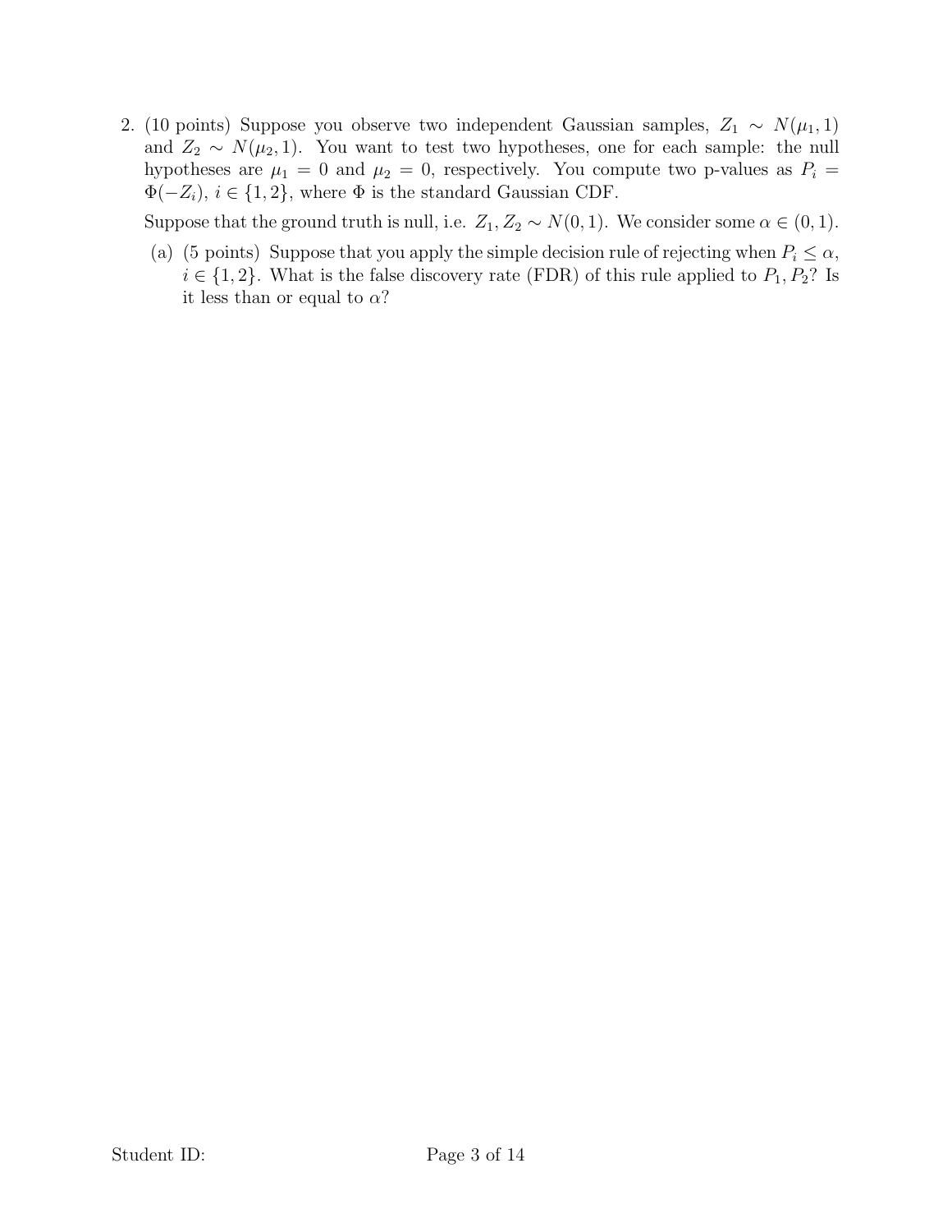2. (10 points) Suppose you observe two independent Gaussian samples, $Z_1 \sim N(\mu_1, 1)$ and $Z_2 \sim N(\mu_2, 1)$. You want to test two hypotheses, one for each sample: the null hypotheses are $\mu_1 = 0$ and $\mu_2 = 0$, respectively. You compute two p-values as $P_i = \Phi(-Z_i)$, $i \in \{1, 2\}$, where $\Phi$ is the standard Gaussian CDF.

   Suppose that the ground truth is null, i.e. $Z_1, Z_2 \sim N(0, 1)$. We consider some $\alpha \in (0, 1)$.

   (a) (5 points) Suppose that you apply the simple decision rule of rejecting when $P_i \leq \alpha$, $i \in \{1, 2\}$. What is the false discovery rate (FDR) of this rule applied to $P_1, P_2$? Is it less than or equal to $\alpha$?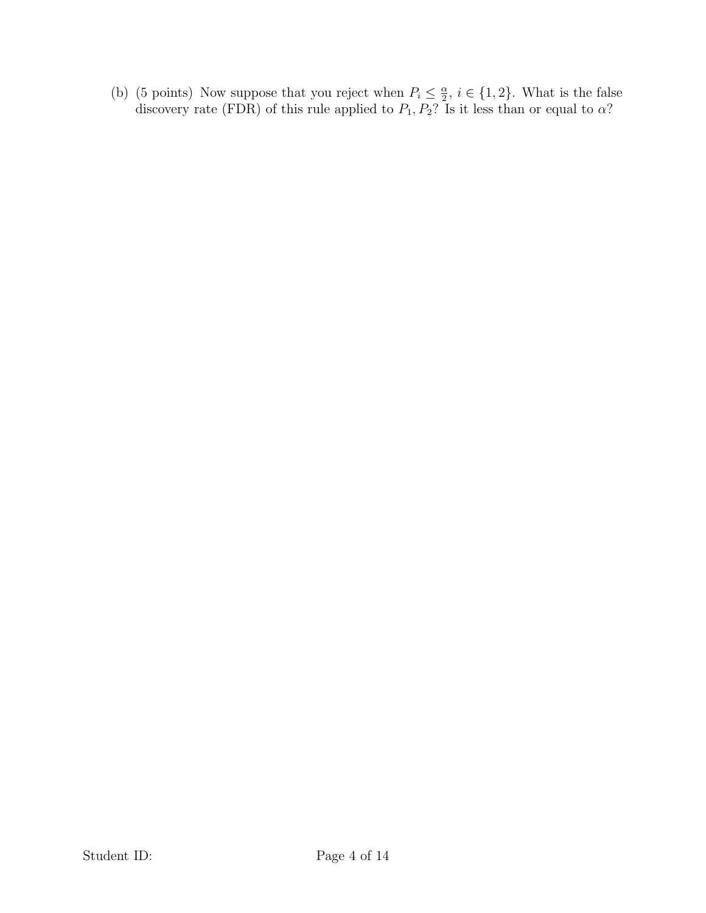(b) (5 points) Now suppose that you reject when $P_i \leq \frac{\alpha}{2}$, $i \in \{1, 2\}$. What is the false discovery rate (FDR) of this rule applied to $P_1, P_2$? Is it less than or equal to $\alpha$?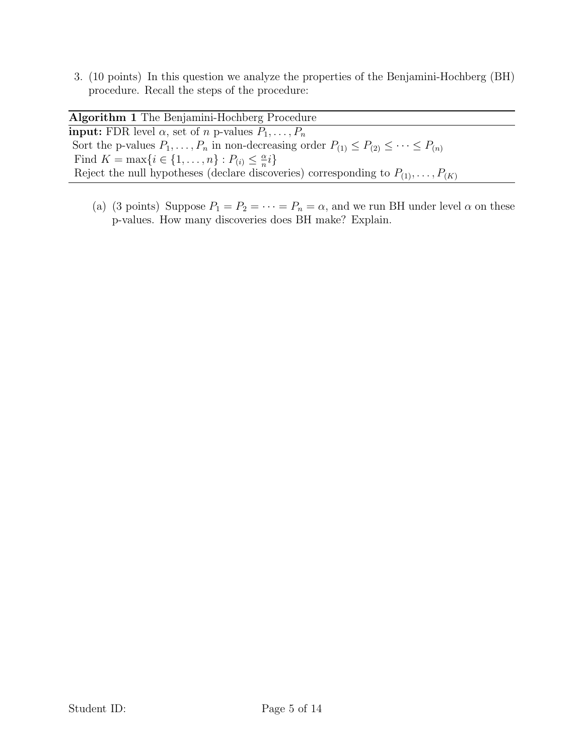3. (10 points) In this question we analyze the properties of the Benjamini-Hochberg (BH) procedure. Recall the steps of the procedure:

**Algorithm 1** The Benjamini-Hochberg Procedure

**input:** FDR level $\alpha$, set of $n$ p-values $P_1, \ldots, P_n$

Sort the p-values $P_1, \ldots, P_n$ in non-decreasing order $P_{(1)} \leq P_{(2)} \leq \cdots \leq P_{(n)}$

Find $K = \max\{i \in \{1, \ldots, n\} : P_{(i)} \leq \frac{\alpha}{n} i\}$

Reject the null hypotheses (declare discoveries) corresponding to $P_{(1)}, \ldots, P_{(K)}$

(a) (3 points) Suppose $P_1 = P_2 = \cdots = P_n = \alpha$, and we run BH under level $\alpha$ on these p-values. How many discoveries does BH make? Explain.

Student ID: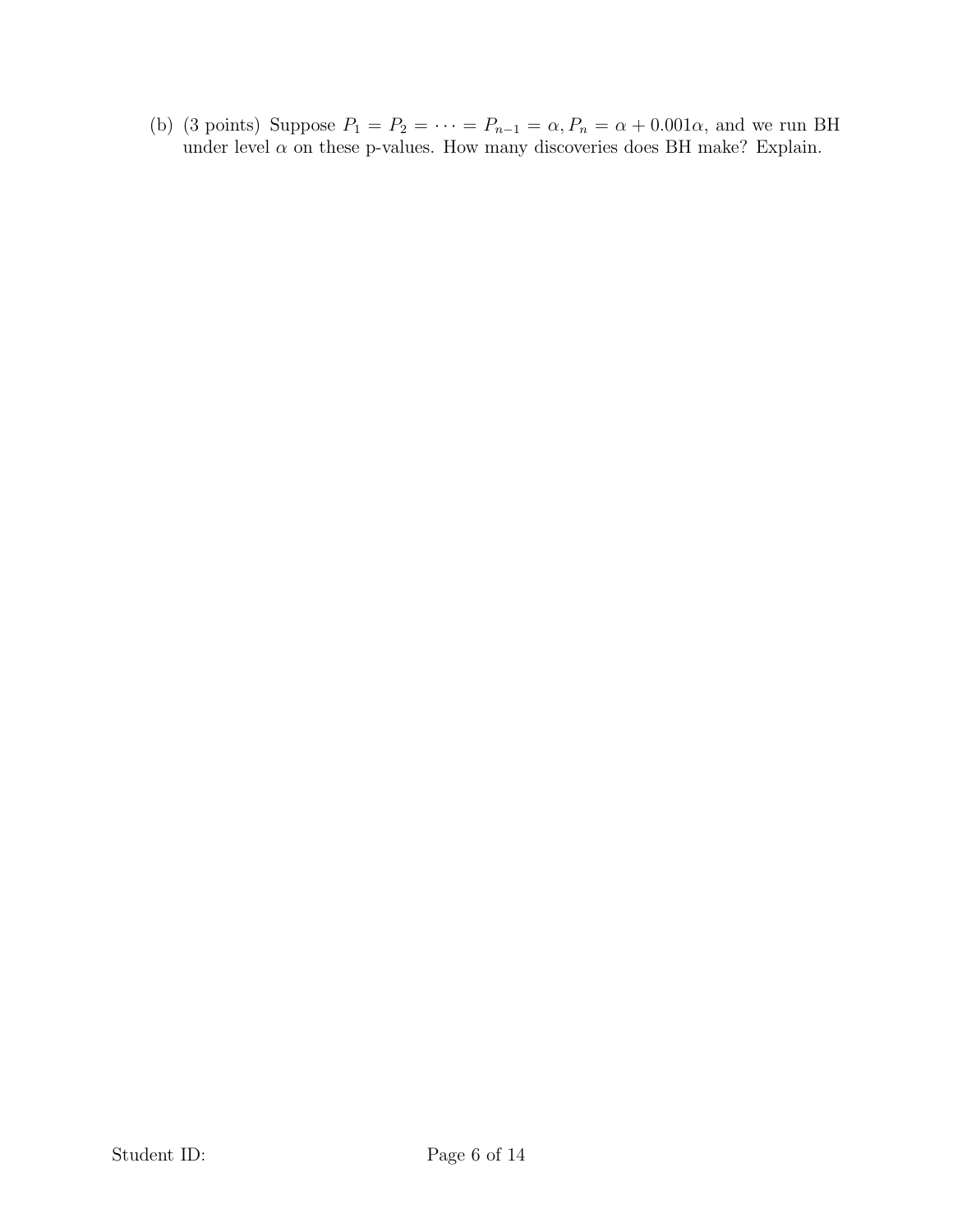(b) (3 points) Suppose $P_1 = P_2 = \cdots = P_{n-1} = \alpha, P_n = \alpha + 0.001\alpha$, and we run BH under level $\alpha$ on these p-values. How many discoveries does BH make? Explain.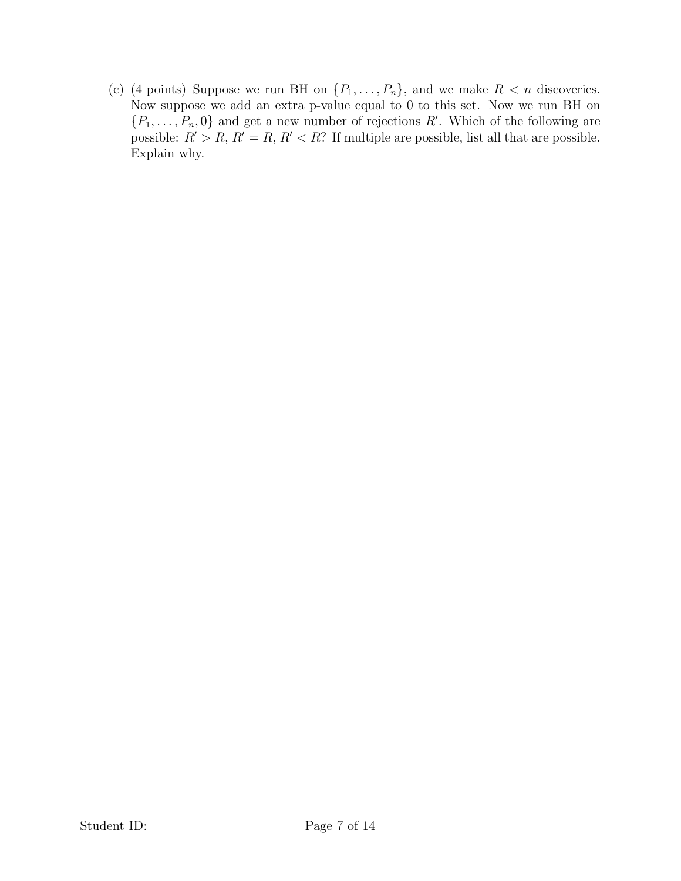(c) (4 points) Suppose we run BH on $\{P_1, \ldots, P_n\}$, and we make $R < n$ discoveries. Now suppose we add an extra p-value equal to 0 to this set. Now we run BH on $\{P_1, \ldots, P_n, 0\}$ and get a new number of rejections $R'$. Which of the following are possible: $R' > R$, $R' = R$, $R' < R$? If multiple are possible, list all that are possible. Explain why.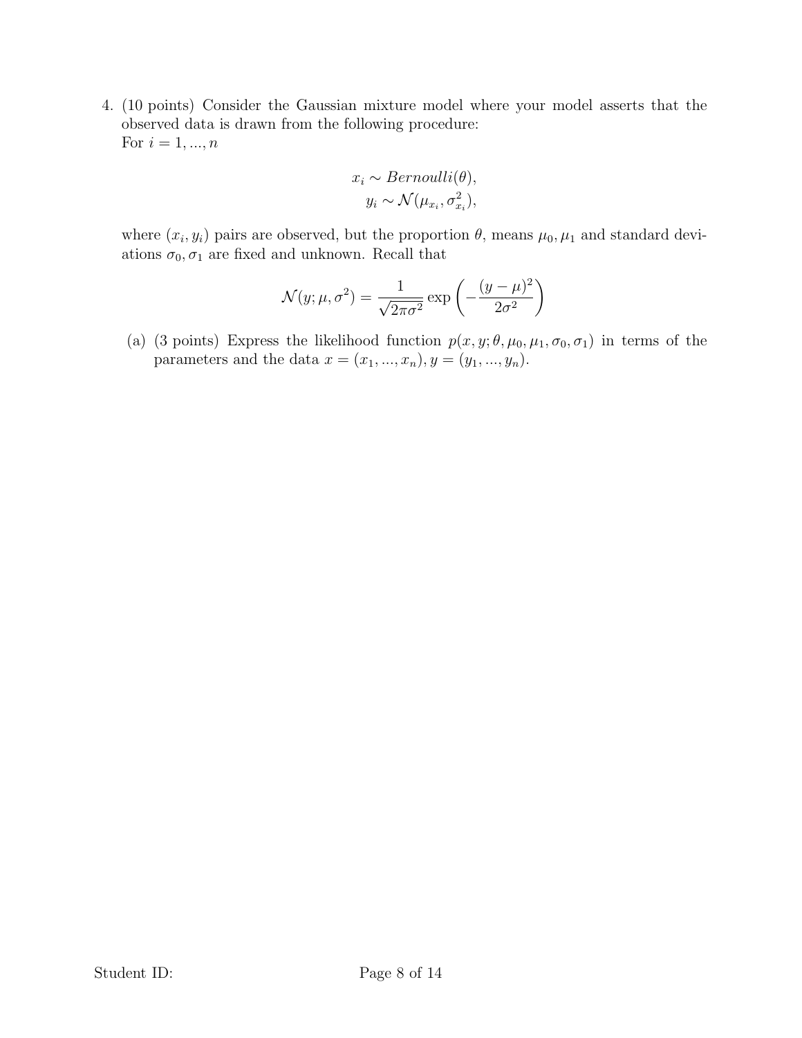4. (10 points) Consider the Gaussian mixture model where your model asserts that the observed data is drawn from the following procedure:
For $i = 1, ..., n$

$$x_i \sim Bernoulli(\theta),$$
$$y_i \sim \mathcal{N}(\mu_{x_i}, \sigma_{x_i}^2),$$

where $(x_i, y_i)$ pairs are observed, but the proportion $\theta$, means $\mu_0, \mu_1$ and standard deviations $\sigma_0, \sigma_1$ are fixed and unknown. Recall that

$$\mathcal{N}(y; \mu, \sigma^2) = \frac{1}{\sqrt{2\pi\sigma^2}} \exp\left(-\frac{(y-\mu)^2}{2\sigma^2}\right)$$

(a) (3 points) Express the likelihood function $p(x, y; \theta, \mu_0, \mu_1, \sigma_0, \sigma_1)$ in terms of the parameters and the data $x = (x_1, ..., x_n), y = (y_1, ..., y_n)$.

Student ID: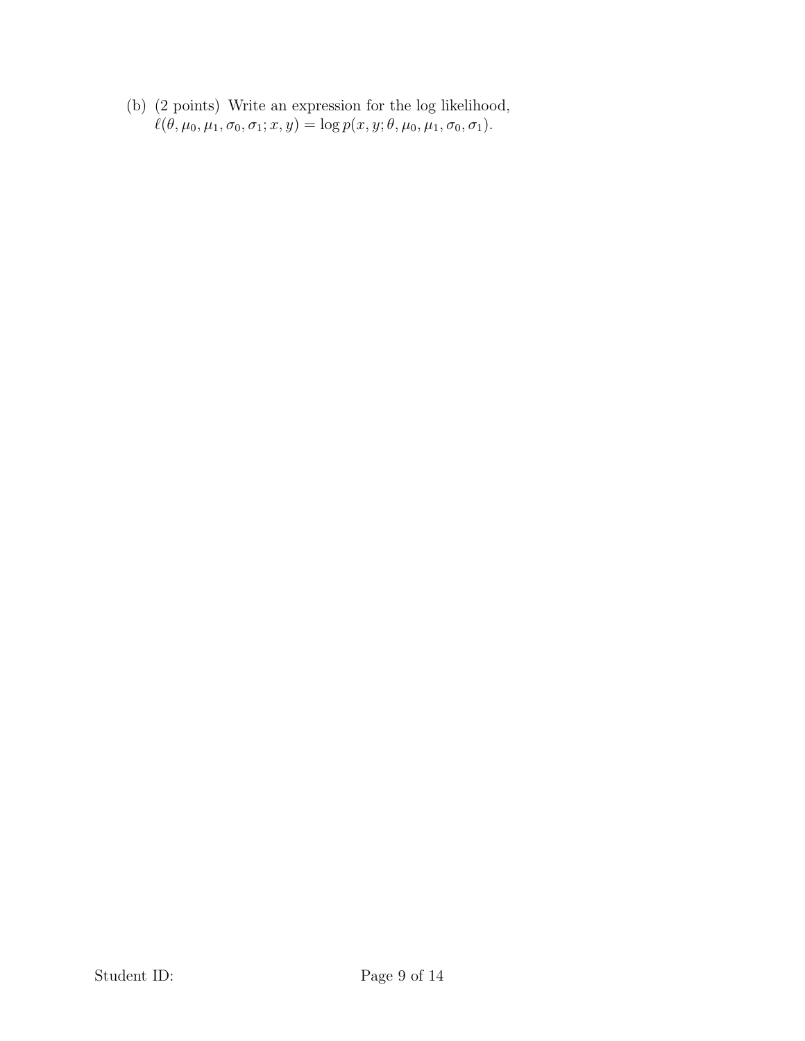(b) (2 points) Write an expression for the log likelihood, $\ell(\theta, \mu_0, \mu_1, \sigma_0, \sigma_1; x, y) = \log p(x, y; \theta, \mu_0, \mu_1, \sigma_0, \sigma_1)$.

Student ID: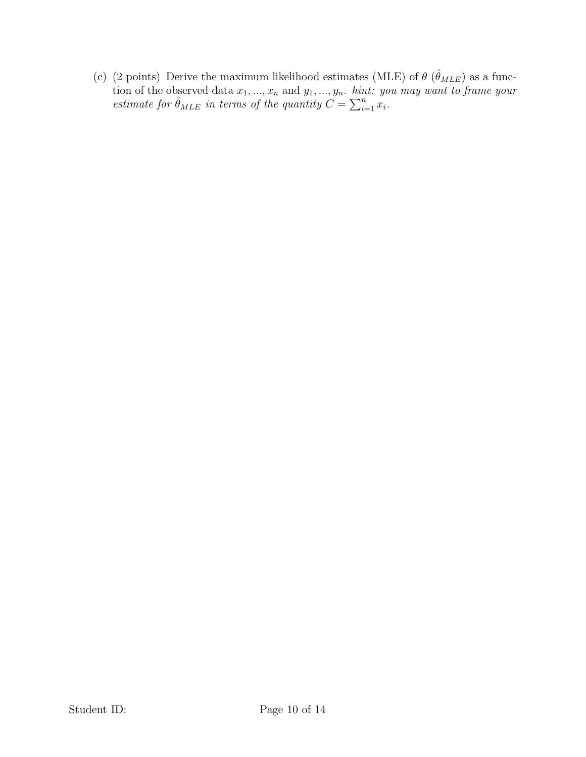(c) (2 points) Derive the maximum likelihood estimates (MLE) of $\theta$ ($\hat{\theta}_{MLE}$) as a function of the observed data $x_1, ..., x_n$ and $y_1, ..., y_n$. *hint: you may want to frame your estimate for* $\hat{\theta}_{MLE}$ *in terms of the quantity* $C = \sum_{i=1}^{n} x_i$.

Student ID: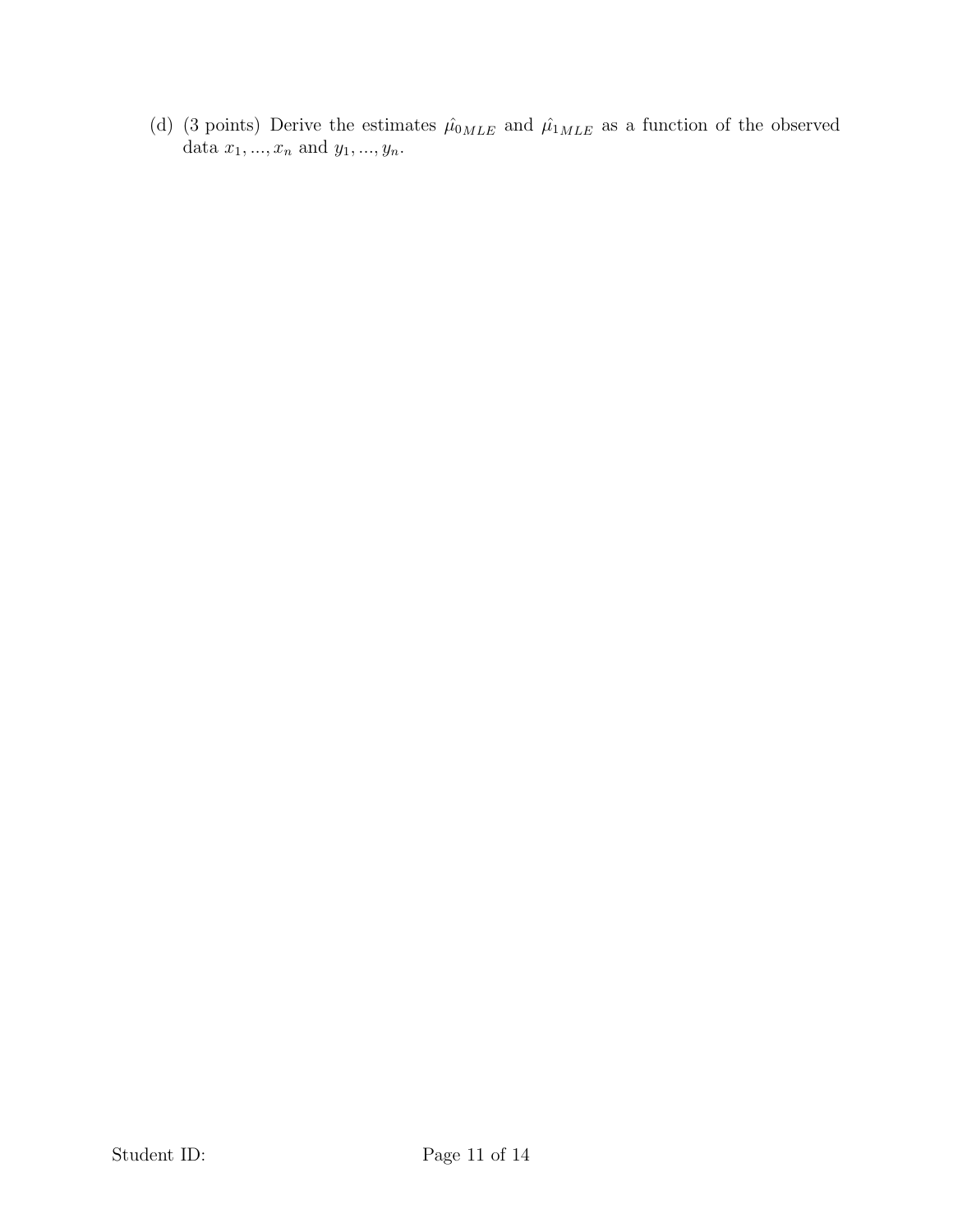(d) (3 points) Derive the estimates $\hat{\mu}_{0MLE}$ and $\hat{\mu}_{1MLE}$ as a function of the observed data $x_1, ..., x_n$ and $y_1, ..., y_n$.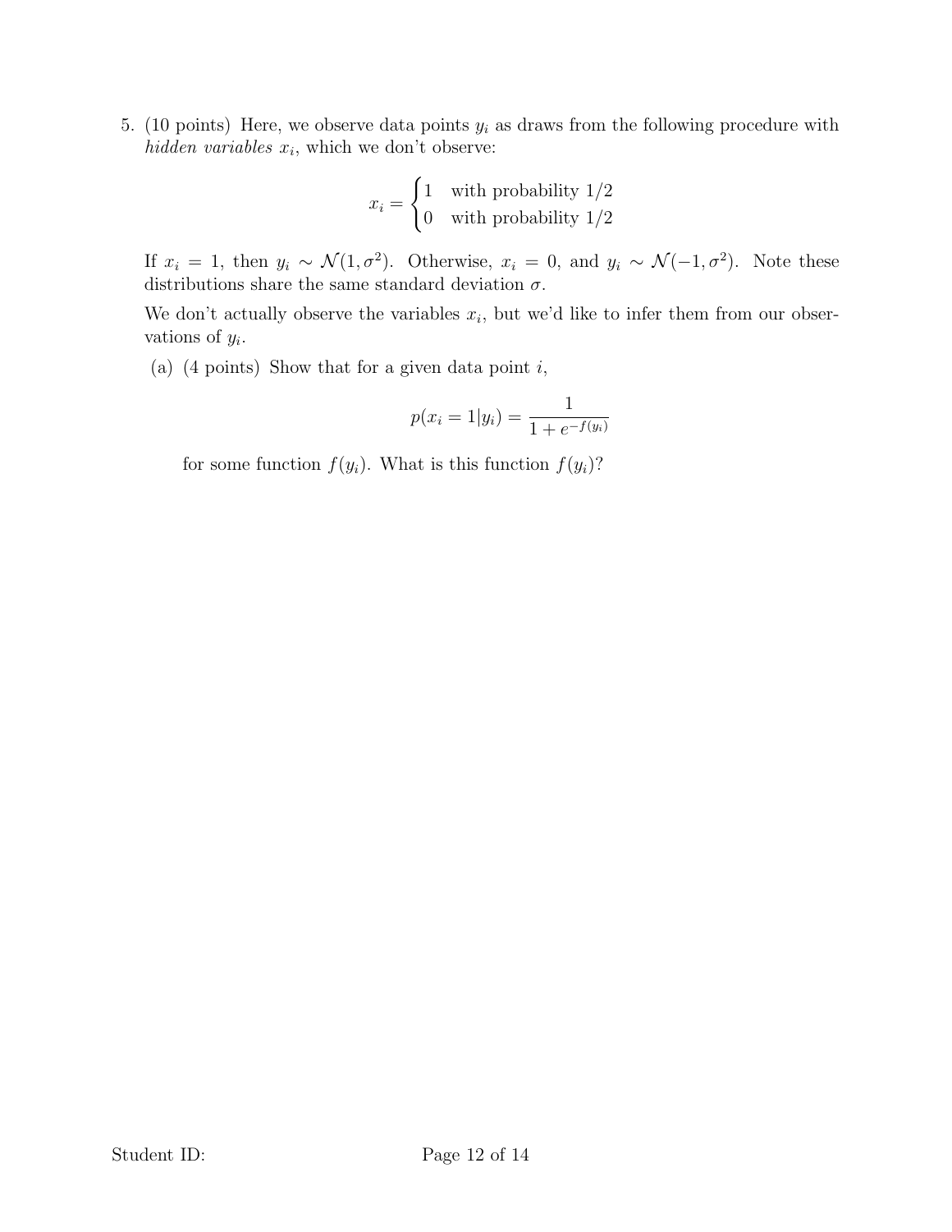5. (10 points) Here, we observe data points $y_i$ as draws from the following procedure with *hidden variables* $x_i$, which we don't observe:

$$x_i = \begin{cases} 1 & \text{with probability } 1/2 \\ 0 & \text{with probability } 1/2 \end{cases}$$

If $x_i = 1$, then $y_i \sim \mathcal{N}(1, \sigma^2)$. Otherwise, $x_i = 0$, and $y_i \sim \mathcal{N}(-1, \sigma^2)$. Note these distributions share the same standard deviation $\sigma$.

We don't actually observe the variables $x_i$, but we'd like to infer them from our observations of $y_i$.

(a) (4 points) Show that for a given data point $i$,

$$p(x_i = 1 | y_i) = \frac{1}{1 + e^{-f(y_i)}}$$

for some function $f(y_i)$. What is this function $f(y_i)$?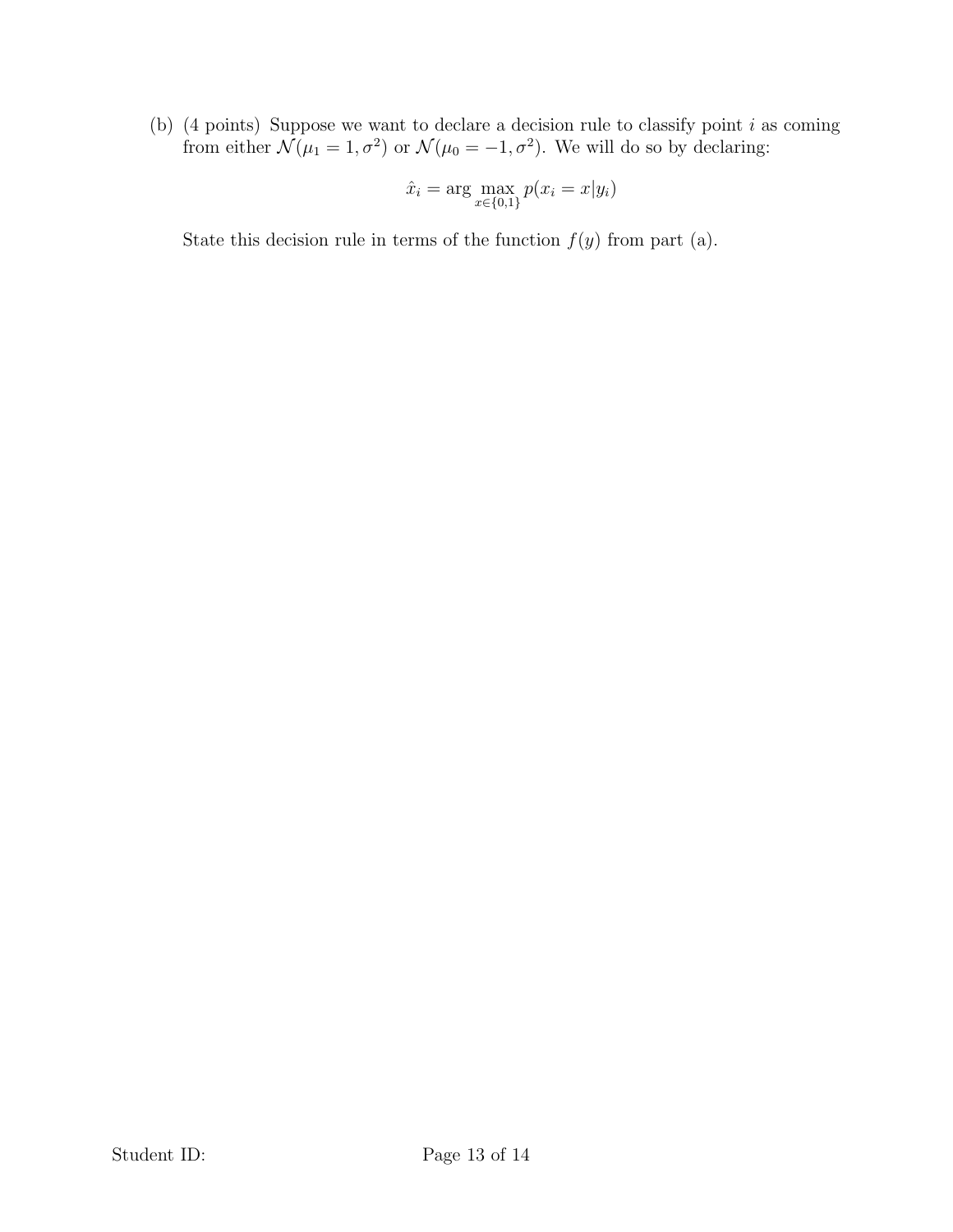(b) (4 points) Suppose we want to declare a decision rule to classify point $i$ as coming from either $\mathcal{N}(\mu_1 = 1, \sigma^2)$ or $\mathcal{N}(\mu_0 = -1, \sigma^2)$. We will do so by declaring:

$$\hat{x}_i = \arg \max_{x \in \{0,1\}} p(x_i = x | y_i)$$

State this decision rule in terms of the function $f(y)$ from part (a).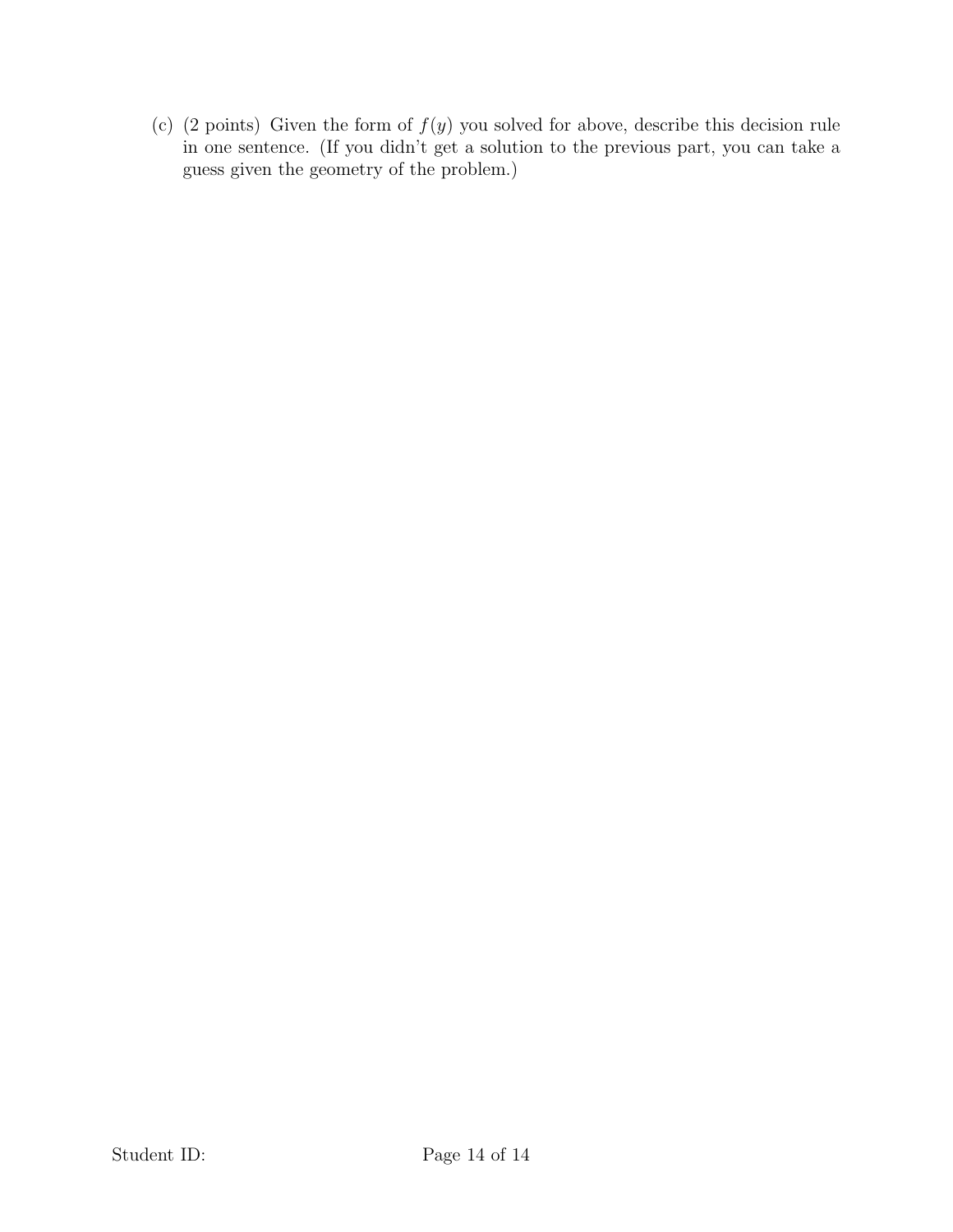(c) (2 points) Given the form of $f(y)$ you solved for above, describe this decision rule in one sentence. (If you didn't get a solution to the previous part, you can take a guess given the geometry of the problem.)

Student ID: